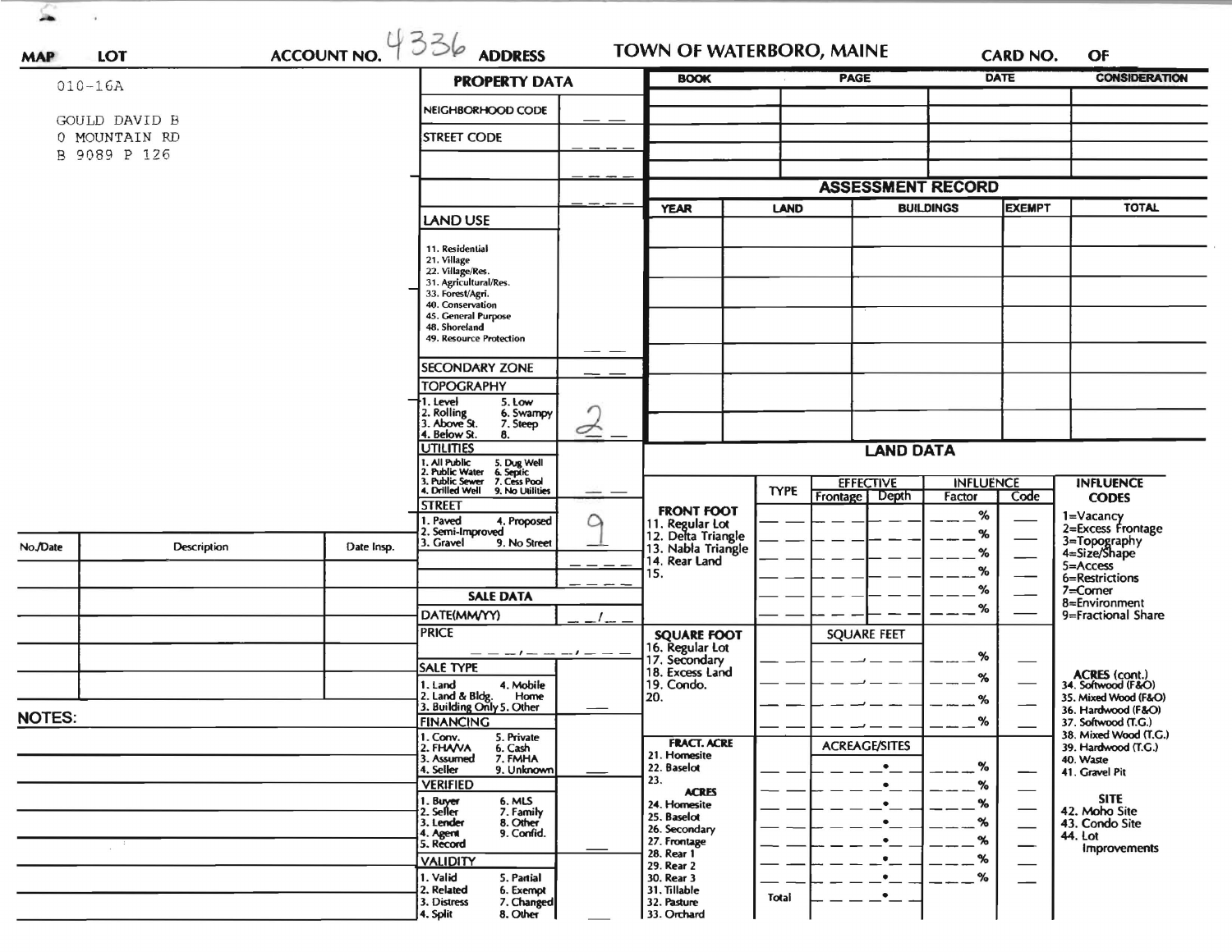**MAP** **LOT** **ACCOUNT NO.** 4336 **ADDRESS** **TOWN OF WATERBORO, MAINE** **CARD NO.** **OF**

010-16A

GOULD DAVID B
0 MOUNTAIN RD
B 9089 P 126

## PROPERTY DATA

| | |
|---|---|
| NEIGHBORHOOD CODE | |
| STREET CODE | |
| | |
| | |
| LAND USE | |
| 11. Residential<br>21. Village<br>22. Village/Res.<br>31. Agricultural/Res.<br>33. Forest/Agri.<br>40. Conservation<br>45. General Purpose<br>48. Shoreland<br>49. Resource Protection | |
| SECONDARY ZONE | |
| TOPOGRAPHY<br>1. Level 5. Low<br>2. Rolling 6. Swampy<br>3. Above St. 7. Steep<br>4. Below St. 8. | 2 |
| UTILITIES<br>1. All Public 5. Dug Well<br>2. Public Water 6. Septic<br>3. Public Sewer 7. Cess Pool<br>4. Drilled Well 9. No Utilities | |
| STREET<br>1. Paved 4. Proposed<br>2. Semi-Improved<br>3. Gravel 9. No Street | 9 |

## SALE DATA

| | |
|---|---|
| DATE(MM/YY) | |
| PRICE | |
| SALE TYPE<br>1. Land 4. Mobile Home<br>2. Land & Bldg. 5. Other<br>3. Building Only | |
| FINANCING<br>1. Conv. 5. Private<br>2. FHA/VA 6. Cash<br>3. Assumed 7. FMHA<br>4. Seller 9. Unknown | |
| VERIFIED<br>1. Buyer 6. MLS<br>2. Seller 7. Family<br>3. Lender 8. Other<br>4. Agent 9. Confid.<br>5. Record | |
| VALIDITY<br>1. Valid 5. Partial<br>2. Related 6. Exempt<br>3. Distress 7. Changed<br>4. Split 8. Other | |

| BOOK | PAGE | DATE | CONSIDERATION |
|---|---|---|---|
| | | | |
| | | | |
| | | | |
| | | | |
| | | | |

## ASSESSMENT RECORD

| YEAR | LAND | BUILDINGS | EXEMPT | TOTAL |
|---|---|---|---|---|
| | | | | |
| | | | | |
| | | | | |
| | | | | |
| | | | | |
| | | | | |

## LAND DATA

| | TYPE | EFFECTIVE Frontage | EFFECTIVE Depth | INFLUENCE Factor | INFLUENCE Code |
|---|---|---|---|---|---|
| **FRONT FOOT**<br>11. Regular Lot<br>12. Delta Triangle<br>13. Nabla Triangle<br>14. Rear Land<br>15. | | | | % | |
| **SQUARE FOOT**<br>16. Regular Lot<br>17. Secondary<br>18. Excess Land<br>19. Condo.<br>20. | | SQUARE FEET | | % | |
| **FRACT. ACRE**<br>21. Homesite<br>22. Baselot<br>23.<br>**ACRES**<br>24. Homesite<br>25. Baselot<br>26. Secondary<br>27. Frontage<br>28. Rear 1<br>29. Rear 2<br>30. Rear 3<br>31. Tillable<br>32. Pasture<br>33. Orchard | Total | ACREAGE/SITES | | % | |

**INFLUENCE CODES**
1=Vacancy
2=Excess Frontage
3=Topography
4=Size/Shape
5=Access
6=Restrictions
7=Corner
8=Environment
9=Fractional Share

**ACRES (cont.)**
34. Softwood (F&O)
35. Mixed Wood (F&O)
36. Hardwood (F&O)
37. Softwood (T.G.)
38. Mixed Wood (T.G.)
39. Hardwood (T.G.)
40. Waste
41. Gravel Pit

**SITE**
42. Moho Site
43. Condo Site
44. Lot Improvements

| No./Date | Description | Date Insp. |
|---|---|---|
| | | |
| | | |
| | | |
| | | |
| | | |
| | | |

**NOTES:**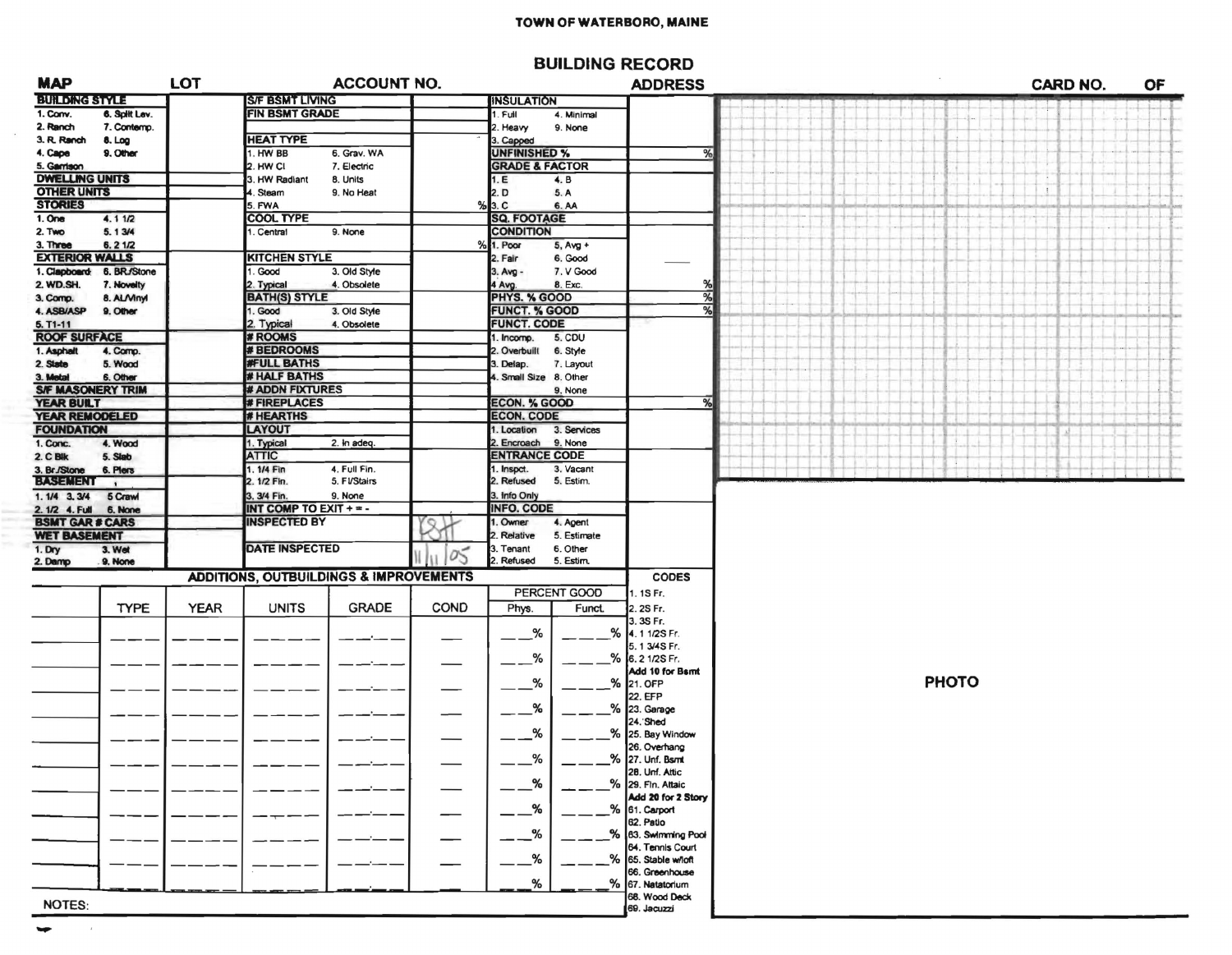TOWN OF WATERBORO, MAINE

# BUILDING RECORD

MAP | LOT | ACCOUNT NO. | ADDRESS | CARD NO. | OF

| | | | | | |
|---|---|---|---|---|---|
| **BUILDING STYLE** 1. Conv. 2. Ranch 3. R. Ranch 4. Cape 5. Garrison 6. Split Lev. 7. Contemp. 8. Log 9. Other | | **S/F BSMT LIVING** | | **INSULATION** 1. Full 2. Heavy 3. Capped 4. Minimal 9. None | |
| **DWELLING UNITS** | | **FIN BSMT GRADE** | | **UNFINISHED %** | % |
| **OTHER UNITS** | | **HEAT TYPE** 1. HW BB 2. HW CI 3. HW Radiant 4. Steam 5. FWA 6. Grav. WA 7. Electric 8. Units 9. No Heat | % | **GRADE & FACTOR** 1. E 2. D 3. C 4. B 5. A 6. AA | % |
| **STORIES** 1. One 2. Two 3. Three 4. 1 1/2 5. 1 3/4 6. 2 1/2 | | **COOL TYPE** 1. Central 9. None | % | **SQ. FOOTAGE** | |
| **EXTERIOR WALLS** 1. Clapboard 2. WD.SH. 3. Comp. 4. ASB/ASP 5. T1-11 6. BR/Stone 7. Novelty 8. AL/Vinyl 9. Other | | **KITCHEN STYLE** 1. Good 2. Typical 3. Old Style 4. Obsolete | | **CONDITION** 1. Poor 2. Fair 3. Avg - 4 Avg. 5. Avg + 6. Good 7. V Good 8. Exc. | % |
| | | **BATH(S) STYLE** 1. Good 2. Typical 3. Old Style 4. Obsolete | | **PHYS. % GOOD** | % |
| | | | | **FUNCT. % GOOD** | % |
| **ROOF SURFACE** 1. Asphalt 2. Slate 3. Metal 4. Comp. 5. Wood 6. Other | | **# ROOMS** | | **FUNCT. CODE** 1. Incomp. 2. Overbuilt 3. Delap. 4. Small Size 5. CDU 6. Style 7. Layout 8. Other 9. None | |
| | | **# BEDROOMS** | | | |
| | | **# FULL BATHS** | | | |
| | | **# HALF BATHS** | | | |
| **S/F MASONERY TRIM** | | **# ADDN FIXTURES** | | | |
| **YEAR BUILT** | | **# FIREPLACES** | | **ECON. % GOOD** | % |
| **YEAR REMODELED** | | **# HEARTHS** | | **ECON. CODE** 1. Location 2. Encroach 3. Services 9. None | |
| **FOUNDATION** 1. Conc. 2. C Blk 3. Br./Stone 4. Wood 5. Slab 6. Piers | | **LAYOUT** 1. Typical 2. In adeq. | | | |
| | | **ATTIC** 1. 1/4 Fin 2. 1/2 Fin. 3. 3/4 Fin. 4. Full Fin. 5. Fl/Stairs 9. None | | **ENTRANCE CODE** 1. Inspct. 2. Refused 3. Info Only 3. Vacant 5. Estim. | |
| **BASEMENT** 1. 1/4 2. 1/2 3. 3/4 4. Full 5 Crawl 6. None | | **INT COMP TO EXIT + = -** | | **INFO. CODE** 1. Owner 2. Relative 3. Tenant 2. Refused 4. Agent 5. Estimate 6. Other 5. Estim. | |
| **BSMT GAR # CARS** | | **INSPECTED BY** | KSH | | |
| **WET BASEMENT** 1. Dry 2. Damp 3. Wet 9. None | | **DATE INSPECTED** | 11/11/05 | | |

## ADDITIONS, OUTBUILDINGS & IMPROVEMENTS

| | TYPE | YEAR | UNITS | GRADE | COND | PERCENT GOOD Phys. | PERCENT GOOD Funct. |
|---|---|---|---|---|---|---|---|
| | | | | | | % | % |
| | | | | | | % | % |
| | | | | | | % | % |
| | | | | | | % | % |
| | | | | | | % | % |
| | | | | | | % | % |
| | | | | | | % | % |
| | | | | | | % | % |
| | | | | | | % | % |
| | | | | | | % | % |
| | | | | | | % | % |

**CODES**
1. 1S Fr.
2. 2S Fr.
3. 3S Fr.
4. 1 1/2S Fr.
5. 1 3/4S Fr.
6. 2 1/2S Fr.

**Add 10 for Bsmt**

21. OFP
22. EFP
23. Garage
24. Shed
25. Bay Window
26. Overhang
27. Unf. Bsmt
28. Unf. Attic
29. Fin. Attaic

**Add 20 for 2 Story**

61. Carport
62. Patio
63. Swimming Pool
64. Tennis Court
65. Stable w/loft
66. Greenhouse
67. Natatorium
68. Wood Deck
69. Jacuzzi

NOTES:

PHOTO